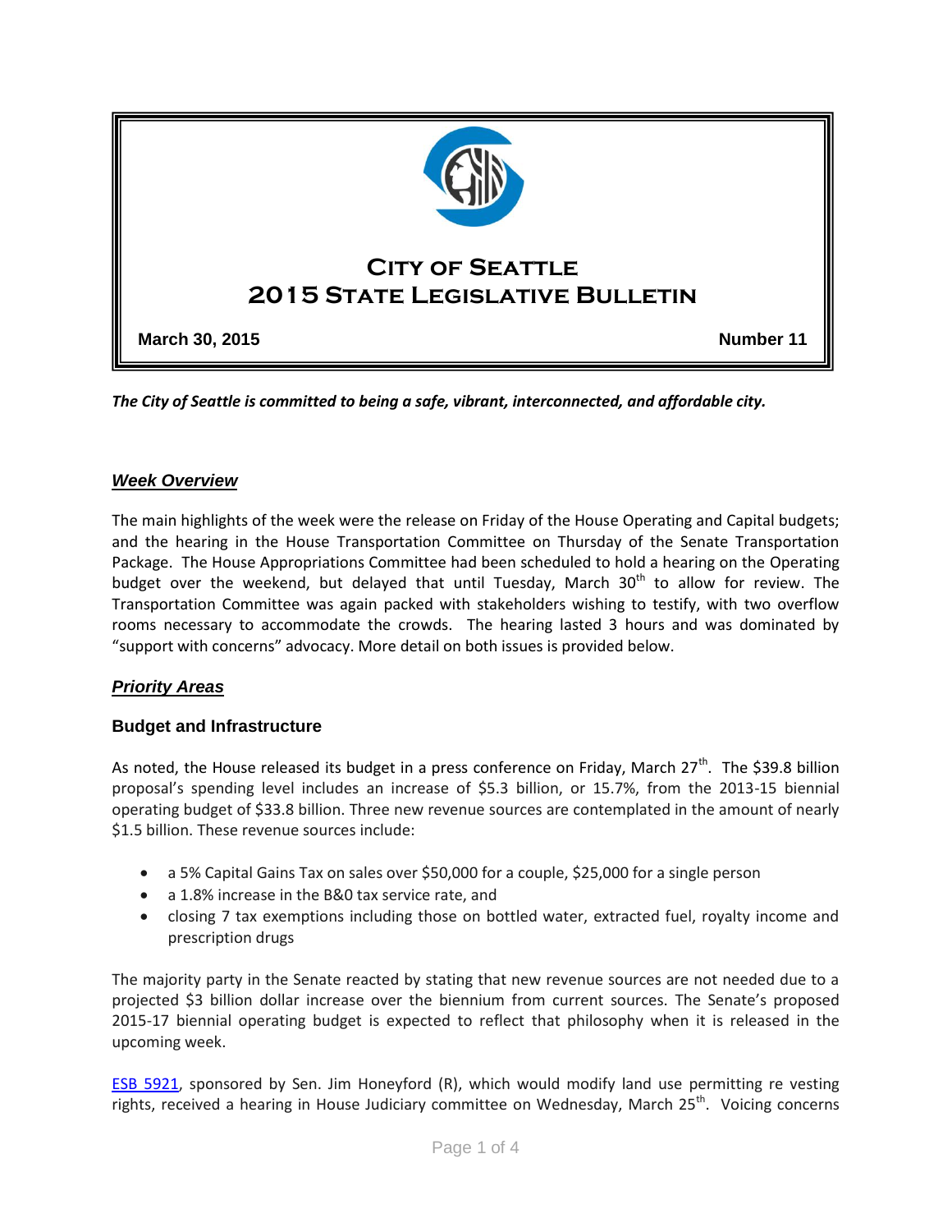# City of Seattle
# 2015 State Legislative Bulletin

**March 30, 2015** **Number 11**

***The City of Seattle is committed to being a safe, vibrant, interconnected, and affordable city.***

## ***Week Overview***

The main highlights of the week were the release on Friday of the House Operating and Capital budgets; and the hearing in the House Transportation Committee on Thursday of the Senate Transportation Package. The House Appropriations Committee had been scheduled to hold a hearing on the Operating budget over the weekend, but delayed that until Tuesday, March 30th to allow for review. The Transportation Committee was again packed with stakeholders wishing to testify, with two overflow rooms necessary to accommodate the crowds. The hearing lasted 3 hours and was dominated by "support with concerns" advocacy. More detail on both issues is provided below.

## ***Priority Areas***

### **Budget and Infrastructure**

As noted, the House released its budget in a press conference on Friday, March 27th. The $39.8 billion proposal's spending level includes an increase of $5.3 billion, or 15.7%, from the 2013-15 biennial operating budget of $33.8 billion. Three new revenue sources are contemplated in the amount of nearly $1.5 billion. These revenue sources include:

- a 5% Capital Gains Tax on sales over $50,000 for a couple, $25,000 for a single person
- a 1.8% increase in the B&0 tax service rate, and
- closing 7 tax exemptions including those on bottled water, extracted fuel, royalty income and prescription drugs

The majority party in the Senate reacted by stating that new revenue sources are not needed due to a projected $3 billion dollar increase over the biennium from current sources. The Senate's proposed 2015-17 biennial operating budget is expected to reflect that philosophy when it is released in the upcoming week.

ESB 5921, sponsored by Sen. Jim Honeyford (R), which would modify land use permitting re vesting rights, received a hearing in House Judiciary committee on Wednesday, March 25th. Voicing concerns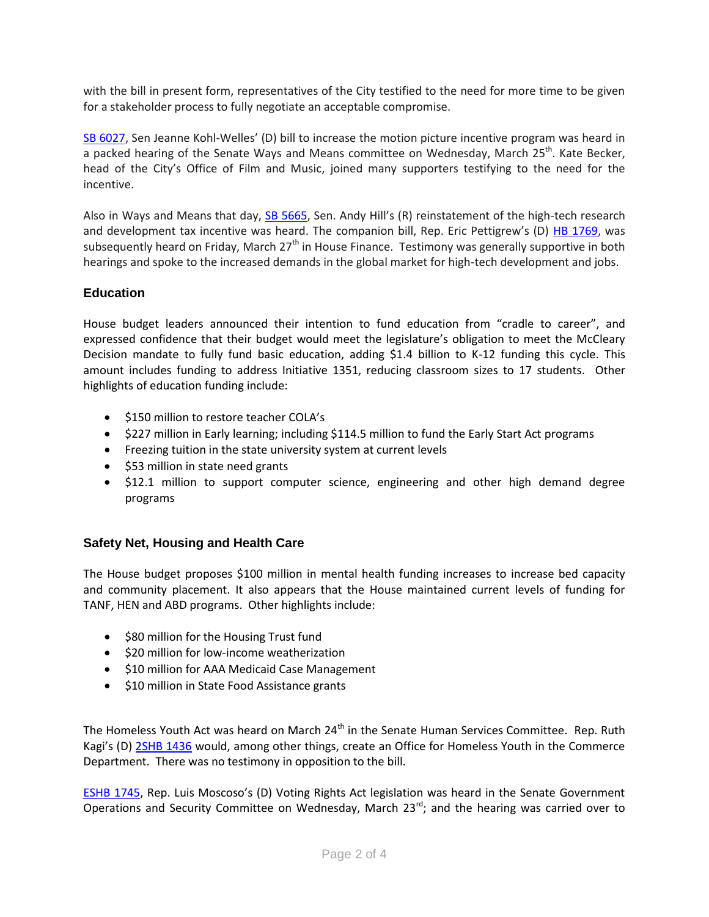with the bill in present form, representatives of the City testified to the need for more time to be given for a stakeholder process to fully negotiate an acceptable compromise.

SB 6027, Sen Jeanne Kohl-Welles' (D) bill to increase the motion picture incentive program was heard in a packed hearing of the Senate Ways and Means committee on Wednesday, March 25th. Kate Becker, head of the City's Office of Film and Music, joined many supporters testifying to the need for the incentive.

Also in Ways and Means that day, SB 5665, Sen. Andy Hill's (R) reinstatement of the high-tech research and development tax incentive was heard. The companion bill, Rep. Eric Pettigrew's (D) HB 1769, was subsequently heard on Friday, March 27th in House Finance. Testimony was generally supportive in both hearings and spoke to the increased demands in the global market for high-tech development and jobs.

### Education

House budget leaders announced their intention to fund education from "cradle to career", and expressed confidence that their budget would meet the legislature's obligation to meet the McCleary Decision mandate to fully fund basic education, adding $1.4 billion to K-12 funding this cycle. This amount includes funding to address Initiative 1351, reducing classroom sizes to 17 students. Other highlights of education funding include:

- $150 million to restore teacher COLA's
- $227 million in Early learning; including $114.5 million to fund the Early Start Act programs
- Freezing tuition in the state university system at current levels
- $53 million in state need grants
- $12.1 million to support computer science, engineering and other high demand degree programs

### Safety Net, Housing and Health Care

The House budget proposes $100 million in mental health funding increases to increase bed capacity and community placement. It also appears that the House maintained current levels of funding for TANF, HEN and ABD programs. Other highlights include:

- $80 million for the Housing Trust fund
- $20 million for low-income weatherization
- $10 million for AAA Medicaid Case Management
- $10 million in State Food Assistance grants

The Homeless Youth Act was heard on March 24th in the Senate Human Services Committee. Rep. Ruth Kagi's (D) 2SHB 1436 would, among other things, create an Office for Homeless Youth in the Commerce Department. There was no testimony in opposition to the bill.

ESHB 1745, Rep. Luis Moscoso's (D) Voting Rights Act legislation was heard in the Senate Government Operations and Security Committee on Wednesday, March 23rd; and the hearing was carried over to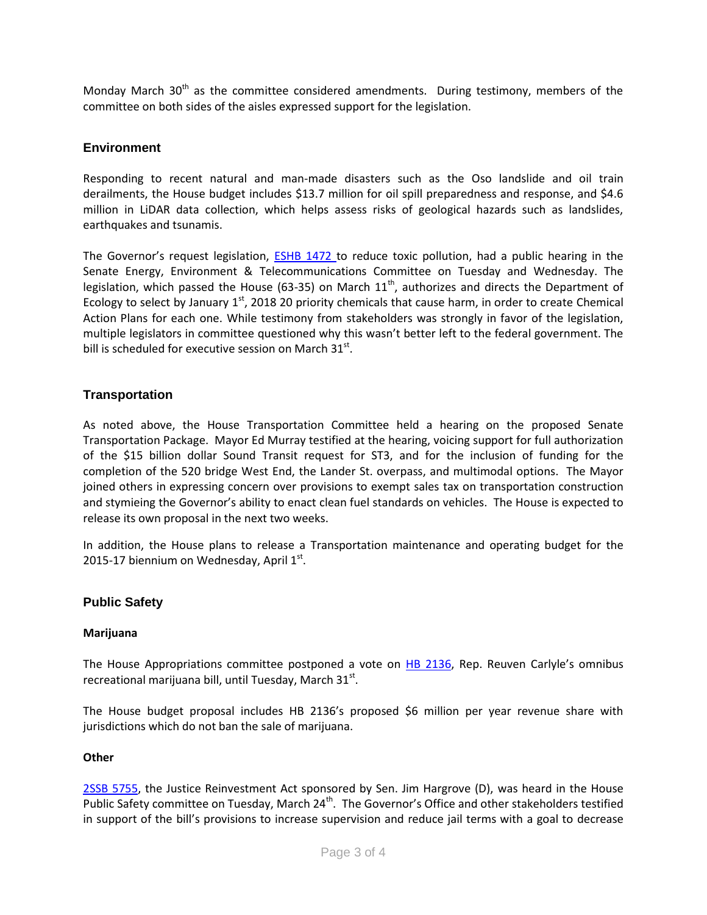Monday March 30th as the committee considered amendments. During testimony, members of the committee on both sides of the aisles expressed support for the legislation.

## Environment

Responding to recent natural and man-made disasters such as the Oso landslide and oil train derailments, the House budget includes $13.7 million for oil spill preparedness and response, and $4.6 million in LiDAR data collection, which helps assess risks of geological hazards such as landslides, earthquakes and tsunamis.

The Governor's request legislation, ESHB 1472 to reduce toxic pollution, had a public hearing in the Senate Energy, Environment & Telecommunications Committee on Tuesday and Wednesday. The legislation, which passed the House (63-35) on March 11th, authorizes and directs the Department of Ecology to select by January 1st, 2018 20 priority chemicals that cause harm, in order to create Chemical Action Plans for each one. While testimony from stakeholders was strongly in favor of the legislation, multiple legislators in committee questioned why this wasn't better left to the federal government. The bill is scheduled for executive session on March 31st.

## Transportation

As noted above, the House Transportation Committee held a hearing on the proposed Senate Transportation Package. Mayor Ed Murray testified at the hearing, voicing support for full authorization of the $15 billion dollar Sound Transit request for ST3, and for the inclusion of funding for the completion of the 520 bridge West End, the Lander St. overpass, and multimodal options. The Mayor joined others in expressing concern over provisions to exempt sales tax on transportation construction and stymieing the Governor's ability to enact clean fuel standards on vehicles. The House is expected to release its own proposal in the next two weeks.

In addition, the House plans to release a Transportation maintenance and operating budget for the 2015-17 biennium on Wednesday, April 1st.

## Public Safety

### Marijuana

The House Appropriations committee postponed a vote on HB 2136, Rep. Reuven Carlyle's omnibus recreational marijuana bill, until Tuesday, March 31st.

The House budget proposal includes HB 2136's proposed $6 million per year revenue share with jurisdictions which do not ban the sale of marijuana.

### Other

2SSB 5755, the Justice Reinvestment Act sponsored by Sen. Jim Hargrove (D), was heard in the House Public Safety committee on Tuesday, March 24th. The Governor's Office and other stakeholders testified in support of the bill's provisions to increase supervision and reduce jail terms with a goal to decrease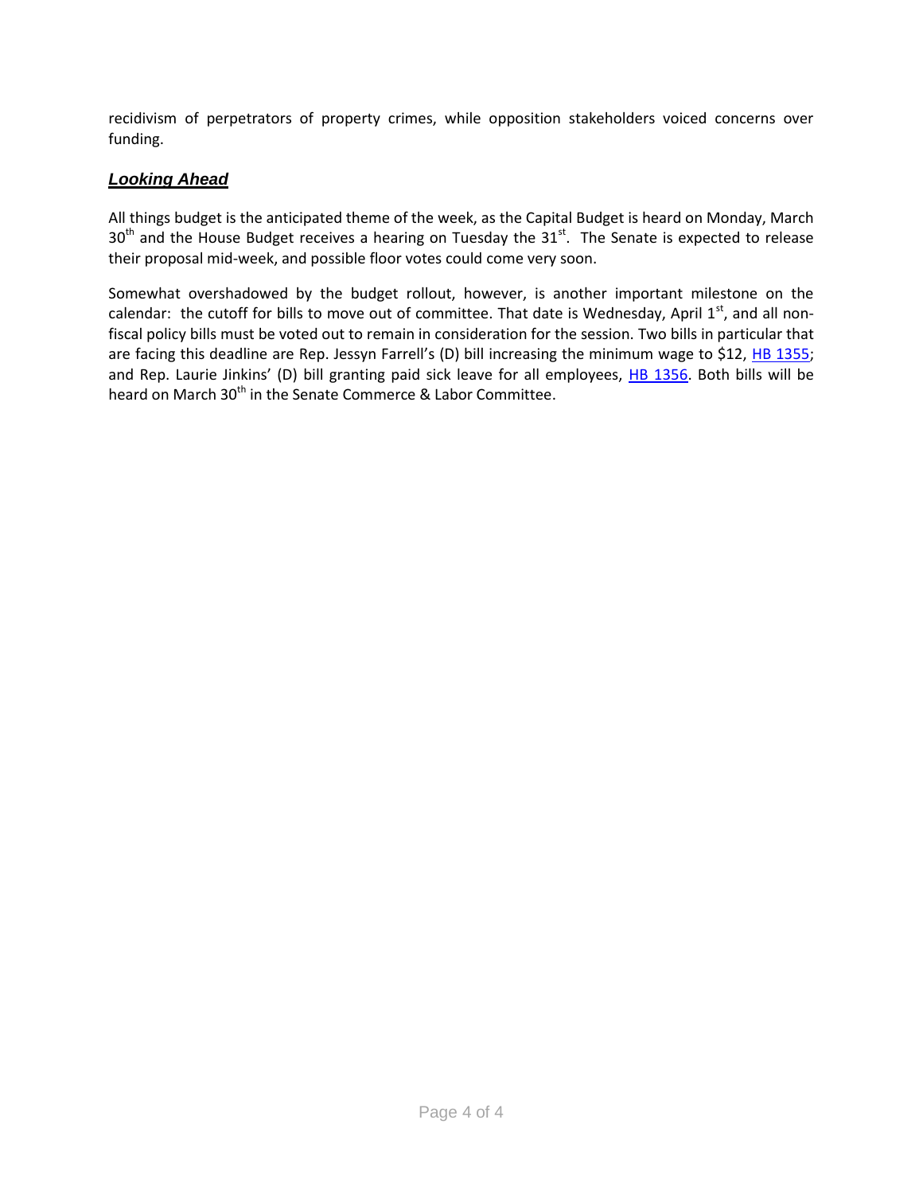recidivism of perpetrators of property crimes, while opposition stakeholders voiced concerns over funding.

### ***Looking Ahead***

All things budget is the anticipated theme of the week, as the Capital Budget is heard on Monday, March 30th and the House Budget receives a hearing on Tuesday the 31st. The Senate is expected to release their proposal mid-week, and possible floor votes could come very soon.

Somewhat overshadowed by the budget rollout, however, is another important milestone on the calendar: the cutoff for bills to move out of committee. That date is Wednesday, April 1st, and all non-fiscal policy bills must be voted out to remain in consideration for the session. Two bills in particular that are facing this deadline are Rep. Jessyn Farrell's (D) bill increasing the minimum wage to $12, HB 1355; and Rep. Laurie Jinkins' (D) bill granting paid sick leave for all employees, HB 1356. Both bills will be heard on March 30th in the Senate Commerce & Labor Committee.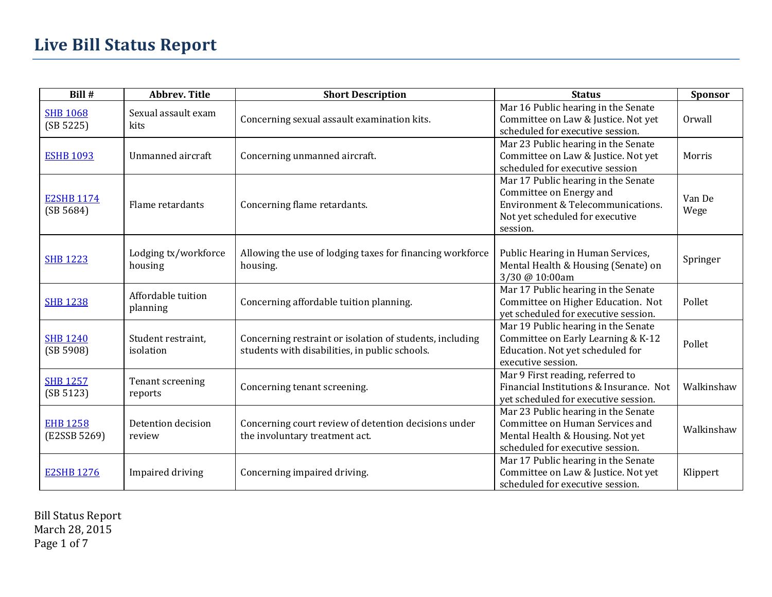# Live Bill Status Report

| Bill # | Abbrev. Title | Short Description | Status | Sponsor |
|---|---|---|---|---|
| SHB 1068 (SB 5225) | Sexual assault exam kits | Concerning sexual assault examination kits. | Mar 16 Public hearing in the Senate Committee on Law & Justice. Not yet scheduled for executive session. | Orwall |
| ESHB 1093 | Unmanned aircraft | Concerning unmanned aircraft. | Mar 23 Public hearing in the Senate Committee on Law & Justice. Not yet scheduled for executive session | Morris |
| E2SHB 1174 (SB 5684) | Flame retardants | Concerning flame retardants. | Mar 17 Public hearing in the Senate Committee on Energy and Environment & Telecommunications. Not yet scheduled for executive session. | Van De Wege |
| SHB 1223 | Lodging tx/workforce housing | Allowing the use of lodging taxes for financing workforce housing. | Public Hearing in Human Services, Mental Health & Housing (Senate) on 3/30 @ 10:00am | Springer |
| SHB 1238 | Affordable tuition planning | Concerning affordable tuition planning. | Mar 17 Public hearing in the Senate Committee on Higher Education. Not yet scheduled for executive session. | Pollet |
| SHB 1240 (SB 5908) | Student restraint, isolation | Concerning restraint or isolation of students, including students with disabilities, in public schools. | Mar 19 Public hearing in the Senate Committee on Early Learning & K-12 Education. Not yet scheduled for executive session. | Pollet |
| SHB 1257 (SB 5123) | Tenant screening reports | Concerning tenant screening. | Mar 9 First reading, referred to Financial Institutions & Insurance. Not yet scheduled for executive session. | Walkinshaw |
| EHB 1258 (E2SSB 5269) | Detention decision review | Concerning court review of detention decisions under the involuntary treatment act. | Mar 23 Public hearing in the Senate Committee on Human Services and Mental Health & Housing. Not yet scheduled for executive session. | Walkinshaw |
| E2SHB 1276 | Impaired driving | Concerning impaired driving. | Mar 17 Public hearing in the Senate Committee on Law & Justice. Not yet scheduled for executive session. | Klippert |

Bill Status Report
March 28, 2015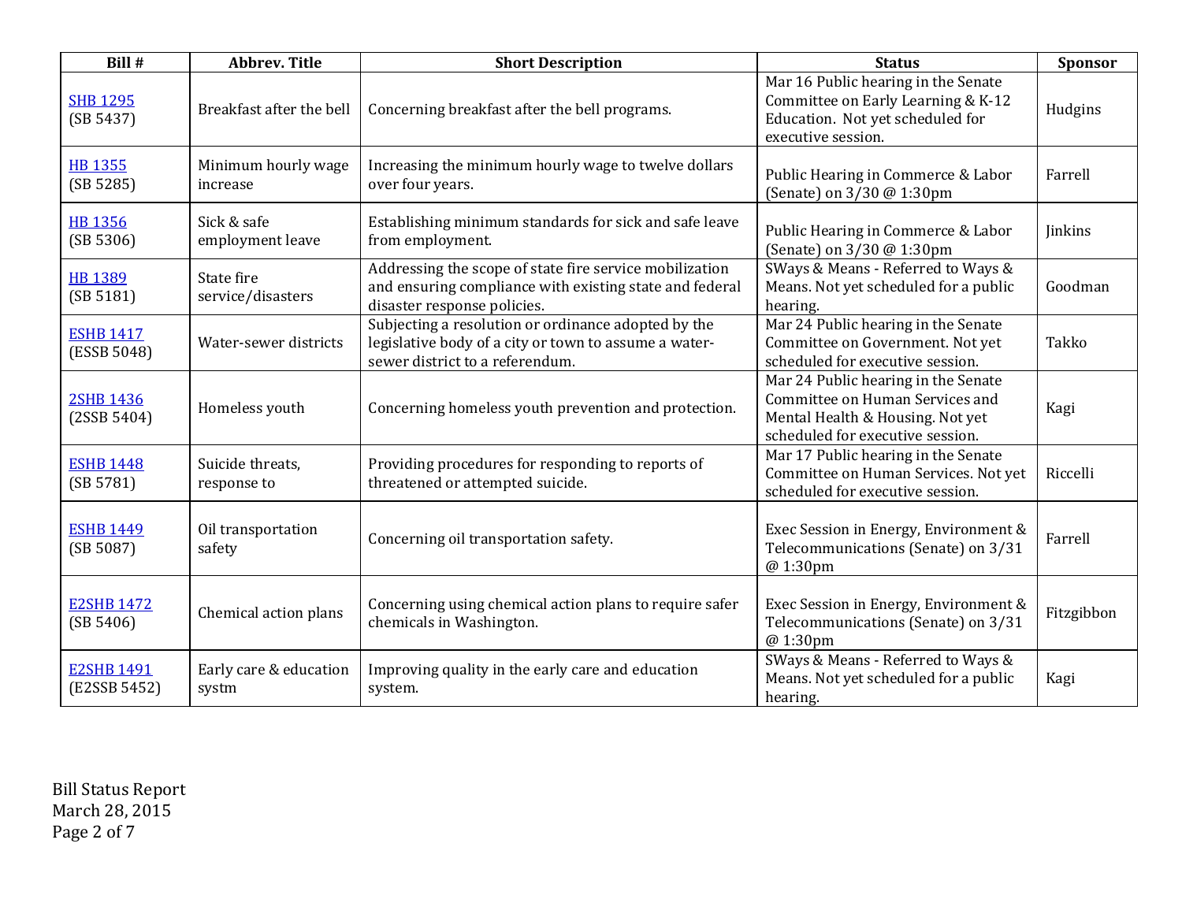| Bill # | Abbrev. Title | Short Description | Status | Sponsor |
|---|---|---|---|---|
| SHB 1295 (SB 5437) | Breakfast after the bell | Concerning breakfast after the bell programs. | Mar 16 Public hearing in the Senate Committee on Early Learning & K-12 Education. Not yet scheduled for executive session. | Hudgins |
| HB 1355 (SB 5285) | Minimum hourly wage increase | Increasing the minimum hourly wage to twelve dollars over four years. | Public Hearing in Commerce & Labor (Senate) on 3/30 @ 1:30pm | Farrell |
| HB 1356 (SB 5306) | Sick & safe employment leave | Establishing minimum standards for sick and safe leave from employment. | Public Hearing in Commerce & Labor (Senate) on 3/30 @ 1:30pm | Jinkins |
| HB 1389 (SB 5181) | State fire service/disasters | Addressing the scope of state fire service mobilization and ensuring compliance with existing state and federal disaster response policies. | SWays & Means - Referred to Ways & Means. Not yet scheduled for a public hearing. | Goodman |
| ESHB 1417 (ESSB 5048) | Water-sewer districts | Subjecting a resolution or ordinance adopted by the legislative body of a city or town to assume a water-sewer district to a referendum. | Mar 24 Public hearing in the Senate Committee on Government. Not yet scheduled for executive session. | Takko |
| 2SHB 1436 (2SSB 5404) | Homeless youth | Concerning homeless youth prevention and protection. | Mar 24 Public hearing in the Senate Committee on Human Services and Mental Health & Housing. Not yet scheduled for executive session. | Kagi |
| ESHB 1448 (SB 5781) | Suicide threats, response to | Providing procedures for responding to reports of threatened or attempted suicide. | Mar 17 Public hearing in the Senate Committee on Human Services. Not yet scheduled for executive session. | Riccelli |
| ESHB 1449 (SB 5087) | Oil transportation safety | Concerning oil transportation safety. | Exec Session in Energy, Environment & Telecommunications (Senate) on 3/31 @ 1:30pm | Farrell |
| E2SHB 1472 (SB 5406) | Chemical action plans | Concerning using chemical action plans to require safer chemicals in Washington. | Exec Session in Energy, Environment & Telecommunications (Senate) on 3/31 @ 1:30pm | Fitzgibbon |
| E2SHB 1491 (E2SSB 5452) | Early care & education systm | Improving quality in the early care and education system. | SWays & Means - Referred to Ways & Means. Not yet scheduled for a public hearing. | Kagi |

Bill Status Report
March 28, 2015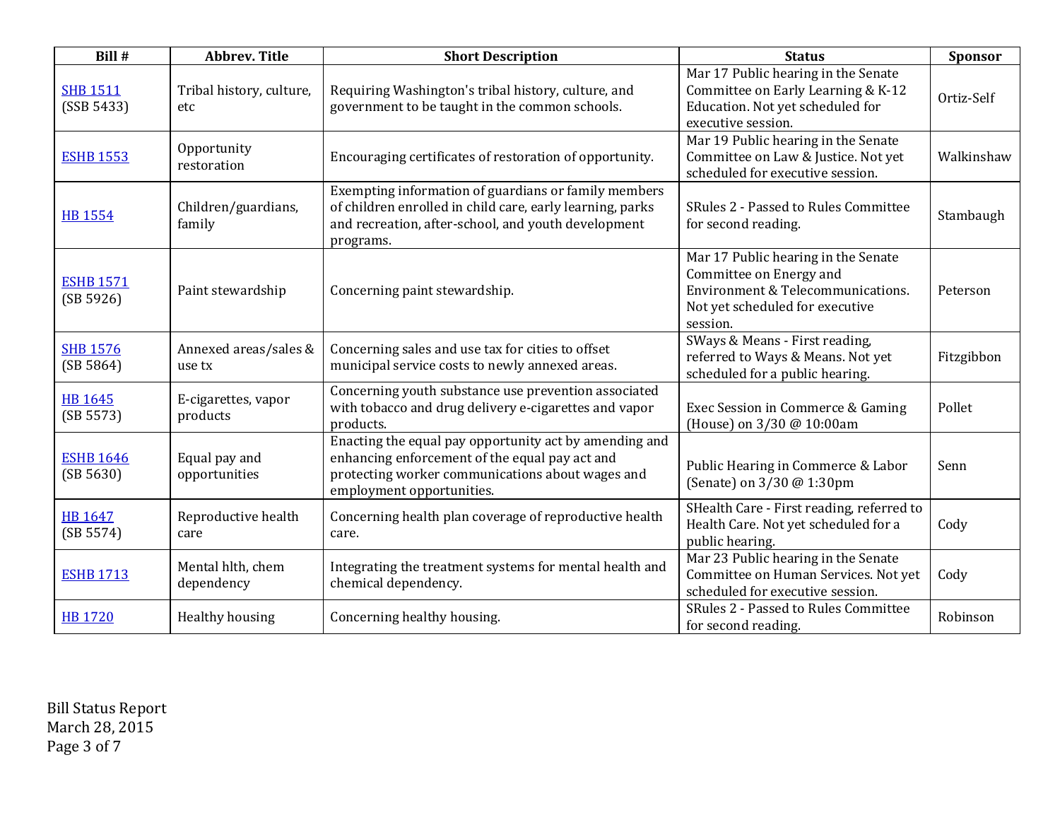| Bill # | Abbrev. Title | Short Description | Status | Sponsor |
|---|---|---|---|---|
| SHB 1511 (SSB 5433) | Tribal history, culture, etc | Requiring Washington's tribal history, culture, and government to be taught in the common schools. | Mar 17 Public hearing in the Senate Committee on Early Learning & K-12 Education. Not yet scheduled for executive session. | Ortiz-Self |
| ESHB 1553 | Opportunity restoration | Encouraging certificates of restoration of opportunity. | Mar 19 Public hearing in the Senate Committee on Law & Justice. Not yet scheduled for executive session. | Walkinshaw |
| HB 1554 | Children/guardians, family | Exempting information of guardians or family members of children enrolled in child care, early learning, parks and recreation, after-school, and youth development programs. | SRules 2 - Passed to Rules Committee for second reading. | Stambaugh |
| ESHB 1571 (SB 5926) | Paint stewardship | Concerning paint stewardship. | Mar 17 Public hearing in the Senate Committee on Energy and Environment & Telecommunications. Not yet scheduled for executive session. | Peterson |
| SHB 1576 (SB 5864) | Annexed areas/sales & use tx | Concerning sales and use tax for cities to offset municipal service costs to newly annexed areas. | SWays & Means - First reading, referred to Ways & Means. Not yet scheduled for a public hearing. | Fitzgibbon |
| HB 1645 (SB 5573) | E-cigarettes, vapor products | Concerning youth substance use prevention associated with tobacco and drug delivery e-cigarettes and vapor products. | Exec Session in Commerce & Gaming (House) on 3/30 @ 10:00am | Pollet |
| ESHB 1646 (SB 5630) | Equal pay and opportunities | Enacting the equal pay opportunity act by amending and enhancing enforcement of the equal pay act and protecting worker communications about wages and employment opportunities. | Public Hearing in Commerce & Labor (Senate) on 3/30 @ 1:30pm | Senn |
| HB 1647 (SB 5574) | Reproductive health care | Concerning health plan coverage of reproductive health care. | SHealth Care - First reading, referred to Health Care. Not yet scheduled for a public hearing. | Cody |
| ESHB 1713 | Mental hlth, chem dependency | Integrating the treatment systems for mental health and chemical dependency. | Mar 23 Public hearing in the Senate Committee on Human Services. Not yet scheduled for executive session. | Cody |
| HB 1720 | Healthy housing | Concerning healthy housing. | SRules 2 - Passed to Rules Committee for second reading. | Robinson |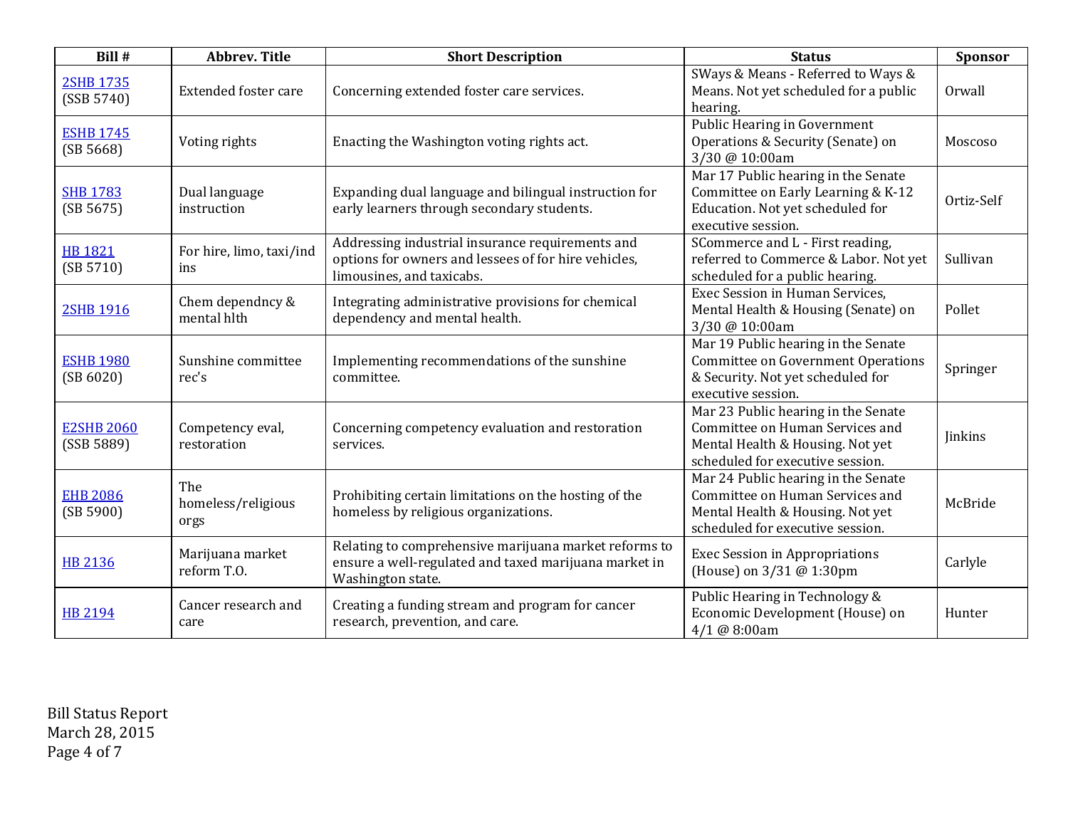| Bill # | Abbrev. Title | Short Description | Status | Sponsor |
|---|---|---|---|---|
| 2SHB 1735 (SSB 5740) | Extended foster care | Concerning extended foster care services. | SWays & Means - Referred to Ways & Means. Not yet scheduled for a public hearing. | Orwall |
| ESHB 1745 (SB 5668) | Voting rights | Enacting the Washington voting rights act. | Public Hearing in Government Operations & Security (Senate) on 3/30 @ 10:00am | Moscoso |
| SHB 1783 (SB 5675) | Dual language instruction | Expanding dual language and bilingual instruction for early learners through secondary students. | Mar 17 Public hearing in the Senate Committee on Early Learning & K-12 Education. Not yet scheduled for executive session. | Ortiz-Self |
| HB 1821 (SB 5710) | For hire, limo, taxi/ind ins | Addressing industrial insurance requirements and options for owners and lessees of for hire vehicles, limousines, and taxicabs. | SCommerce and L - First reading, referred to Commerce & Labor. Not yet scheduled for a public hearing. | Sullivan |
| 2SHB 1916 | Chem dependncy & mental hlth | Integrating administrative provisions for chemical dependency and mental health. | Exec Session in Human Services, Mental Health & Housing (Senate) on 3/30 @ 10:00am | Pollet |
| ESHB 1980 (SB 6020) | Sunshine committee rec's | Implementing recommendations of the sunshine committee. | Mar 19 Public hearing in the Senate Committee on Government Operations & Security. Not yet scheduled for executive session. | Springer |
| E2SHB 2060 (SSB 5889) | Competency eval, restoration | Concerning competency evaluation and restoration services. | Mar 23 Public hearing in the Senate Committee on Human Services and Mental Health & Housing. Not yet scheduled for executive session. | Jinkins |
| EHB 2086 (SB 5900) | The homeless/religious orgs | Prohibiting certain limitations on the hosting of the homeless by religious organizations. | Mar 24 Public hearing in the Senate Committee on Human Services and Mental Health & Housing. Not yet scheduled for executive session. | McBride |
| HB 2136 | Marijuana market reform T.O. | Relating to comprehensive marijuana market reforms to ensure a well-regulated and taxed marijuana market in Washington state. | Exec Session in Appropriations (House) on 3/31 @ 1:30pm | Carlyle |
| HB 2194 | Cancer research and care | Creating a funding stream and program for cancer research, prevention, and care. | Public Hearing in Technology & Economic Development (House) on 4/1 @ 8:00am | Hunter |

Bill Status Report
March 28, 2015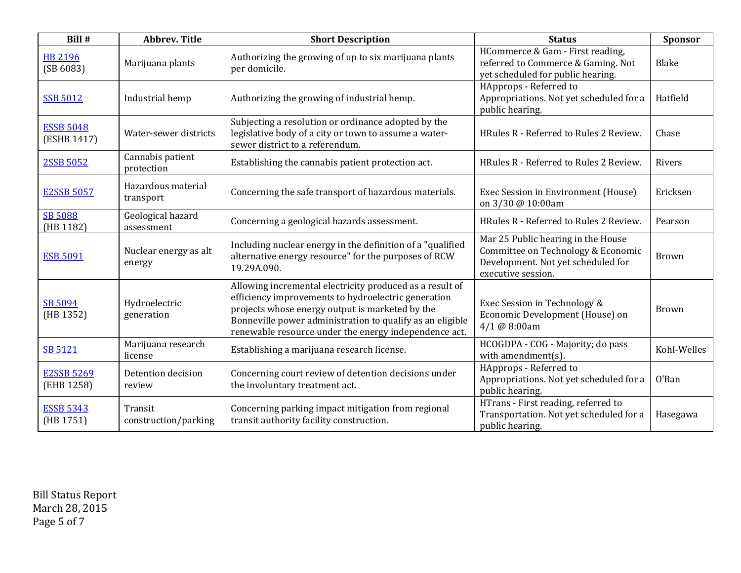| Bill # | Abbrev. Title | Short Description | Status | Sponsor |
|---|---|---|---|---|
| HB 2196 (SB 6083) | Marijuana plants | Authorizing the growing of up to six marijuana plants per domicile. | HCommerce & Gam - First reading, referred to Commerce & Gaming. Not yet scheduled for public hearing. | Blake |
| SSB 5012 | Industrial hemp | Authorizing the growing of industrial hemp. | HApprops - Referred to Appropriations. Not yet scheduled for a public hearing. | Hatfield |
| ESSB 5048 (ESHB 1417) | Water-sewer districts | Subjecting a resolution or ordinance adopted by the legislative body of a city or town to assume a water-sewer district to a referendum. | HRules R - Referred to Rules 2 Review. | Chase |
| 2SSB 5052 | Cannabis patient protection | Establishing the cannabis patient protection act. | HRules R - Referred to Rules 2 Review. | Rivers |
| E2SSB 5057 | Hazardous material transport | Concerning the safe transport of hazardous materials. | Exec Session in Environment (House) on 3/30 @ 10:00am | Ericksen |
| SB 5088 (HB 1182) | Geological hazard assessment | Concerning a geological hazards assessment. | HRules R - Referred to Rules 2 Review. | Pearson |
| ESB 5091 | Nuclear energy as alt energy | Including nuclear energy in the definition of a "qualified alternative energy resource" for the purposes of RCW 19.29A.090. | Mar 25 Public hearing in the House Committee on Technology & Economic Development. Not yet scheduled for executive session. | Brown |
| SB 5094 (HB 1352) | Hydroelectric generation | Allowing incremental electricity produced as a result of efficiency improvements to hydroelectric generation projects whose energy output is marketed by the Bonneville power administration to qualify as an eligible renewable resource under the energy independence act. | Exec Session in Technology & Economic Development (House) on 4/1 @ 8:00am | Brown |
| SB 5121 | Marijuana research license | Establishing a marijuana research license. | HCOGDPA - COG - Majority; do pass with amendment(s). | Kohl-Welles |
| E2SSB 5269 (EHB 1258) | Detention decision review | Concerning court review of detention decisions under the involuntary treatment act. | HApprops - Referred to Appropriations. Not yet scheduled for a public hearing. | O'Ban |
| ESSB 5343 (HB 1751) | Transit construction/parking | Concerning parking impact mitigation from regional transit authority facility construction. | HTrans - First reading, referred to Transportation. Not yet scheduled for a public hearing. | Hasegawa |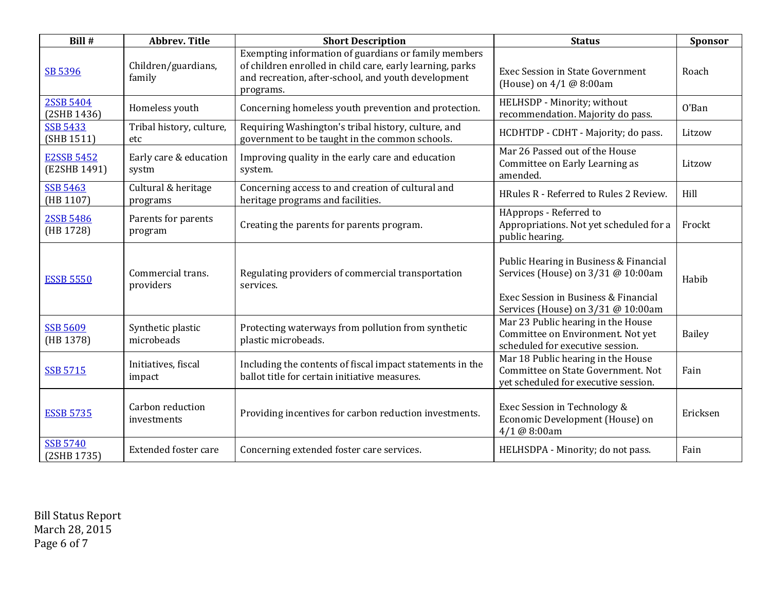| Bill # | Abbrev. Title | Short Description | Status | Sponsor |
|---|---|---|---|---|
| SB 5396 | Children/guardians, family | Exempting information of guardians or family members of children enrolled in child care, early learning, parks and recreation, after-school, and youth development programs. | Exec Session in State Government (House) on 4/1 @ 8:00am | Roach |
| 2SSB 5404 (2SHB 1436) | Homeless youth | Concerning homeless youth prevention and protection. | HELHSDP - Minority; without recommendation. Majority do pass. | O'Ban |
| SSB 5433 (SHB 1511) | Tribal history, culture, etc | Requiring Washington's tribal history, culture, and government to be taught in the common schools. | HCDHTDP - CDHT - Majority; do pass. | Litzow |
| E2SSB 5452 (E2SHB 1491) | Early care & education systm | Improving quality in the early care and education system. | Mar 26 Passed out of the House Committee on Early Learning as amended. | Litzow |
| SSB 5463 (HB 1107) | Cultural & heritage programs | Concerning access to and creation of cultural and heritage programs and facilities. | HRules R - Referred to Rules 2 Review. | Hill |
| 2SSB 5486 (HB 1728) | Parents for parents program | Creating the parents for parents program. | HApprops - Referred to Appropriations. Not yet scheduled for a public hearing. | Frockt |
| ESSB 5550 | Commercial trans. providers | Regulating providers of commercial transportation services. | Public Hearing in Business & Financial Services (House) on 3/31 @ 10:00am<br><br>Exec Session in Business & Financial Services (House) on 3/31 @ 10:00am | Habib |
| SSB 5609 (HB 1378) | Synthetic plastic microbeads | Protecting waterways from pollution from synthetic plastic microbeads. | Mar 23 Public hearing in the House Committee on Environment. Not yet scheduled for executive session. | Bailey |
| SSB 5715 | Initiatives, fiscal impact | Including the contents of fiscal impact statements in the ballot title for certain initiative measures. | Mar 18 Public hearing in the House Committee on State Government. Not yet scheduled for executive session. | Fain |
| ESSB 5735 | Carbon reduction investments | Providing incentives for carbon reduction investments. | Exec Session in Technology & Economic Development (House) on 4/1 @ 8:00am | Ericksen |
| SSB 5740 (2SHB 1735) | Extended foster care | Concerning extended foster care services. | HELHSDPA - Minority; do not pass. | Fain |

Bill Status Report
March 28, 2015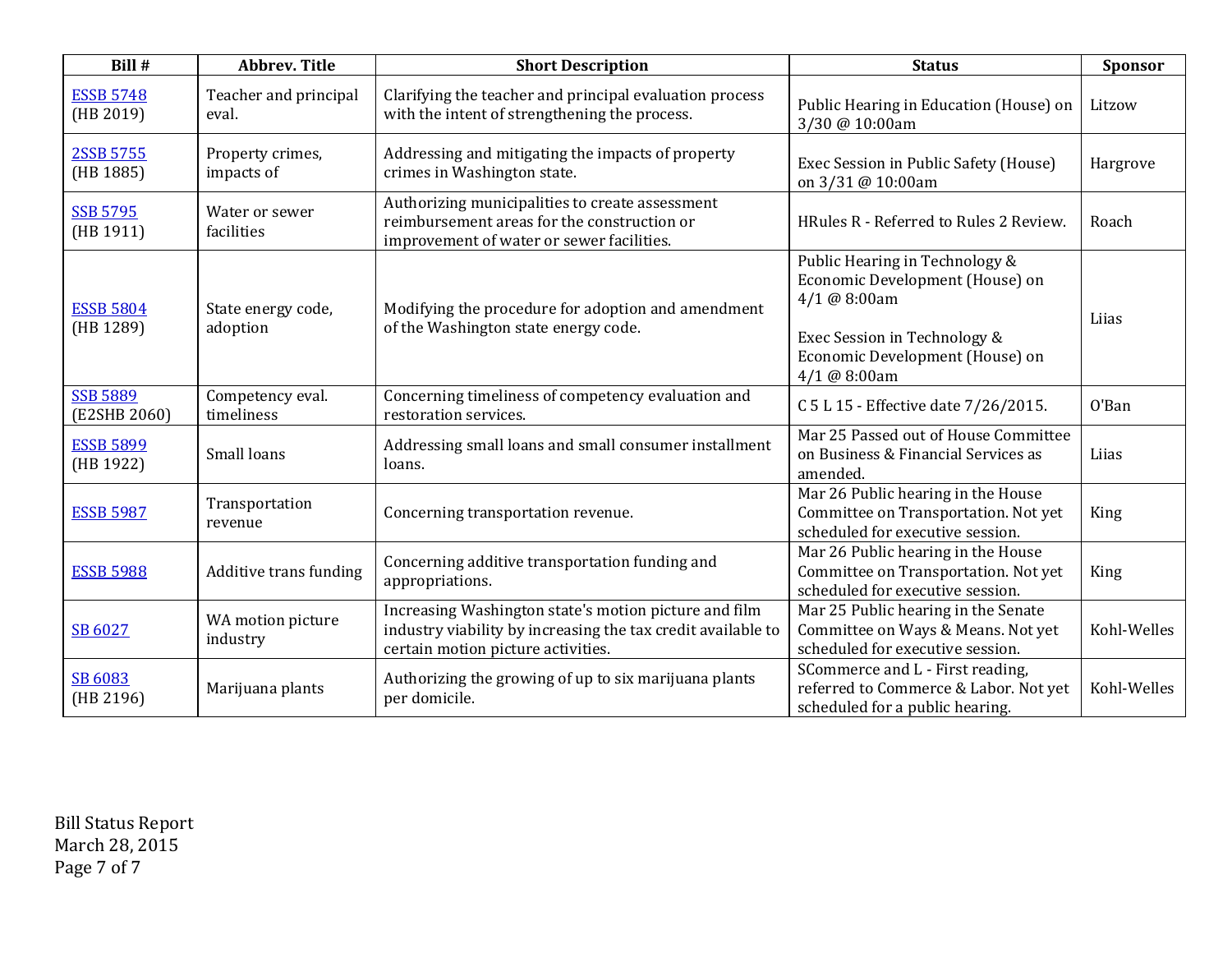| Bill # | Abbrev. Title | Short Description | Status | Sponsor |
|---|---|---|---|---|
| ESSB 5748 (HB 2019) | Teacher and principal eval. | Clarifying the teacher and principal evaluation process with the intent of strengthening the process. | Public Hearing in Education (House) on 3/30 @ 10:00am | Litzow |
| 2SSB 5755 (HB 1885) | Property crimes, impacts of | Addressing and mitigating the impacts of property crimes in Washington state. | Exec Session in Public Safety (House) on 3/31 @ 10:00am | Hargrove |
| SSB 5795 (HB 1911) | Water or sewer facilities | Authorizing municipalities to create assessment reimbursement areas for the construction or improvement of water or sewer facilities. | HRules R - Referred to Rules 2 Review. | Roach |
| ESSB 5804 (HB 1289) | State energy code, adoption | Modifying the procedure for adoption and amendment of the Washington state energy code. | Public Hearing in Technology & Economic Development (House) on 4/1 @ 8:00am<br><br>Exec Session in Technology & Economic Development (House) on 4/1 @ 8:00am | Liias |
| SSB 5889 (E2SHB 2060) | Competency eval. timeliness | Concerning timeliness of competency evaluation and restoration services. | C 5 L 15 - Effective date 7/26/2015. | O'Ban |
| ESSB 5899 (HB 1922) | Small loans | Addressing small loans and small consumer installment loans. | Mar 25 Passed out of House Committee on Business & Financial Services as amended. | Liias |
| ESSB 5987 | Transportation revenue | Concerning transportation revenue. | Mar 26 Public hearing in the House Committee on Transportation. Not yet scheduled for executive session. | King |
| ESSB 5988 | Additive trans funding | Concerning additive transportation funding and appropriations. | Mar 26 Public hearing in the House Committee on Transportation. Not yet scheduled for executive session. | King |
| SB 6027 | WA motion picture industry | Increasing Washington state's motion picture and film industry viability by increasing the tax credit available to certain motion picture activities. | Mar 25 Public hearing in the Senate Committee on Ways & Means. Not yet scheduled for executive session. | Kohl-Welles |
| SB 6083 (HB 2196) | Marijuana plants | Authorizing the growing of up to six marijuana plants per domicile. | SCommerce and L - First reading, referred to Commerce & Labor. Not yet scheduled for a public hearing. | Kohl-Welles |